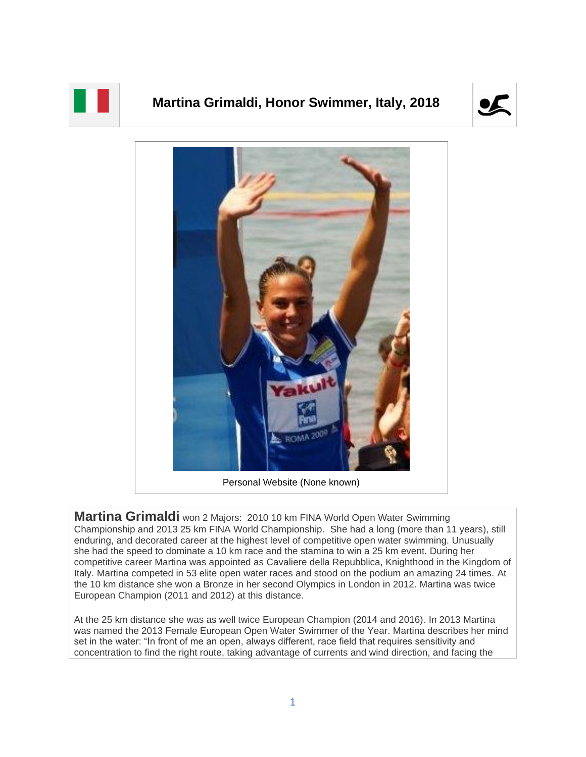# Martina Grimaldi, Honor Swimmer, Italy, 2018

Personal Website (None known)

**Martina Grimaldi** won 2 Majors: 2010 10 km FINA World Open Water Swimming Championship and 2013 25 km FINA World Championship. She had a long (more than 11 years), still enduring, and decorated career at the highest level of competitive open water swimming. Unusually she had the speed to dominate a 10 km race and the stamina to win a 25 km event. During her competitive career Martina was appointed as Cavaliere della Repubblica, Knighthood in the Kingdom of Italy. Martina competed in 53 elite open water races and stood on the podium an amazing 24 times. At the 10 km distance she won a Bronze in her second Olympics in London in 2012. Martina was twice European Champion (2011 and 2012) at this distance.

At the 25 km distance she was as well twice European Champion (2014 and 2016). In 2013 Martina was named the 2013 Female European Open Water Swimmer of the Year. Martina describes her mind set in the water: "In front of me an open, always different, race field that requires sensitivity and concentration to find the right route, taking advantage of currents and wind direction, and facing the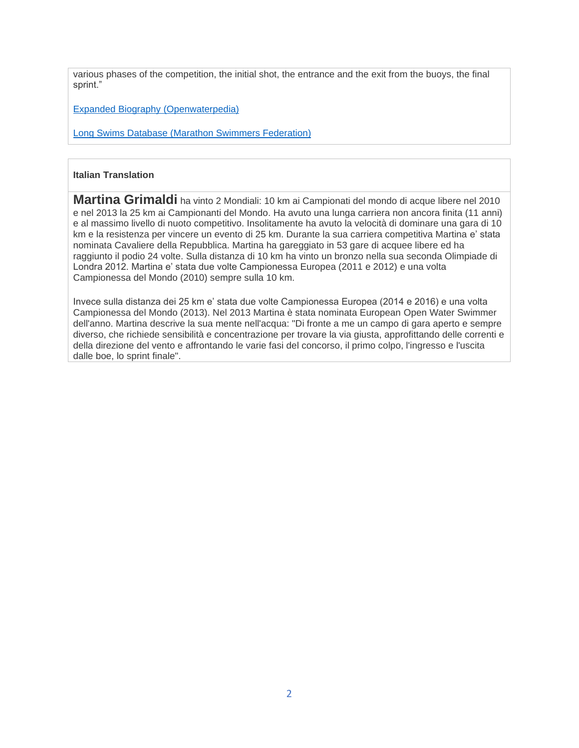various phases of the competition, the initial shot, the entrance and the exit from the buoys, the final sprint."

[Expanded Biography (Openwaterpedia)]

[Long Swims Database (Marathon Swimmers Federation)]

**Italian Translation**

**Martina Grimaldi** ha vinto 2 Mondiali: 10 km ai Campionati del mondo di acque libere nel 2010 e nel 2013 la 25 km ai Campionanti del Mondo. Ha avuto una lunga carriera non ancora finita (11 anni) e al massimo livello di nuoto competitivo. Insolitamente ha avuto la velocità di dominare una gara di 10 km e la resistenza per vincere un evento di 25 km. Durante la sua carriera competitiva Martina e' stata nominata Cavaliere della Repubblica. Martina ha gareggiato in 53 gare di acquee libere ed ha raggiunto il podio 24 volte. Sulla distanza di 10 km ha vinto un bronzo nella sua seconda Olimpiade di Londra 2012. Martina e' stata due volte Campionessa Europea (2011 e 2012) e una volta Campionessa del Mondo (2010) sempre sulla 10 km.

Invece sulla distanza dei 25 km e' stata due volte Campionessa Europea (2014 e 2016) e una volta Campionessa del Mondo (2013). Nel 2013 Martina è stata nominata European Open Water Swimmer dell'anno. Martina descrive la sua mente nell'acqua: "Di fronte a me un campo di gara aperto e sempre diverso, che richiede sensibilità e concentrazione per trovare la via giusta, approfittando delle correnti e della direzione del vento e affrontando le varie fasi del concorso, il primo colpo, l'ingresso e l'uscita dalle boe, lo sprint finale".